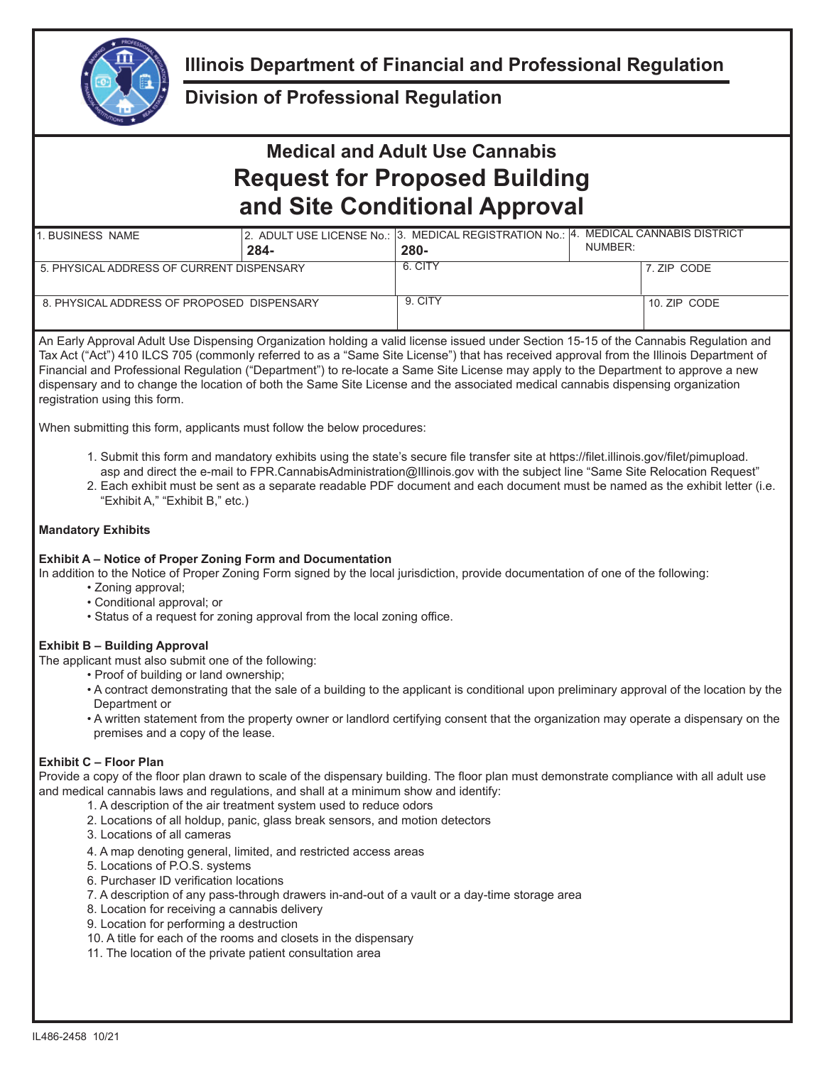# Illinois Department of Financial and Professional Regulation

## Division of Professional Regulation

# Medical and Adult Use Cannabis
# Request for Proposed Building and Site Conditional Approval

| 1. BUSINESS NAME | 2. ADULT USE LICENSE No.: 284- | 3. MEDICAL REGISTRATION No.: 280- | 4. MEDICAL CANNABIS DISTRICT NUMBER: |
|---|---|---|---|
| 5. PHYSICAL ADDRESS OF CURRENT DISPENSARY | | 6. CITY | 7. ZIP CODE |
| 8. PHYSICAL ADDRESS OF PROPOSED DISPENSARY | | 9. CITY | 10. ZIP CODE |

An Early Approval Adult Use Dispensing Organization holding a valid license issued under Section 15-15 of the Cannabis Regulation and Tax Act ("Act") 410 ILCS 705 (commonly referred to as a "Same Site License") that has received approval from the Illinois Department of Financial and Professional Regulation ("Department") to re-locate a Same Site License may apply to the Department to approve a new dispensary and to change the location of both the Same Site License and the associated medical cannabis dispensing organization registration using this form.

When submitting this form, applicants must follow the below procedures:

1. Submit this form and mandatory exhibits using the state's secure file transfer site at https://filet.illinois.gov/filet/pimupload.asp and direct the e-mail to FPR.CannabisAdministration@Illinois.gov with the subject line "Same Site Relocation Request"
2. Each exhibit must be sent as a separate readable PDF document and each document must be named as the exhibit letter (i.e. "Exhibit A," "Exhibit B," etc.)

**Mandatory Exhibits**

**Exhibit A – Notice of Proper Zoning Form and Documentation**

In addition to the Notice of Proper Zoning Form signed by the local jurisdiction, provide documentation of one of the following:

- Zoning approval;
- Conditional approval; or
- Status of a request for zoning approval from the local zoning office.

**Exhibit B – Building Approval**

The applicant must also submit one of the following:

- Proof of building or land ownership;
- A contract demonstrating that the sale of a building to the applicant is conditional upon preliminary approval of the location by the Department or
- A written statement from the property owner or landlord certifying consent that the organization may operate a dispensary on the premises and a copy of the lease.

**Exhibit C – Floor Plan**

Provide a copy of the floor plan drawn to scale of the dispensary building. The floor plan must demonstrate compliance with all adult use and medical cannabis laws and regulations, and shall at a minimum show and identify:

1. A description of the air treatment system used to reduce odors
2. Locations of all holdup, panic, glass break sensors, and motion detectors
3. Locations of all cameras
4. A map denoting general, limited, and restricted access areas
5. Locations of P.O.S. systems
6. Purchaser ID verification locations
7. A description of any pass-through drawers in-and-out of a vault or a day-time storage area
8. Location for receiving a cannabis delivery
9. Location for performing a destruction
10. A title for each of the rooms and closets in the dispensary
11. The location of the private patient consultation area

IL486-2458 10/21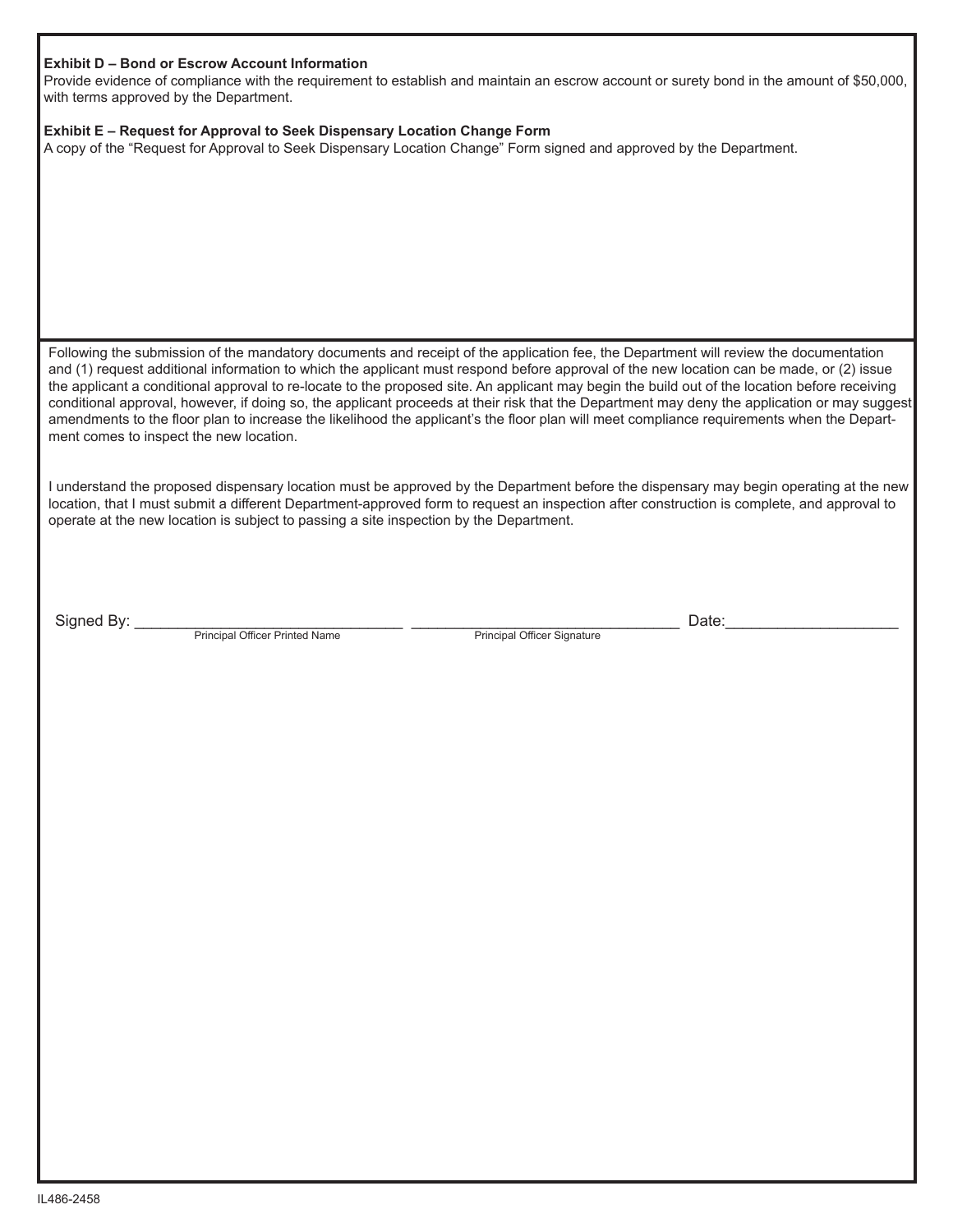**Exhibit D – Bond or Escrow Account Information**
Provide evidence of compliance with the requirement to establish and maintain an escrow account or surety bond in the amount of $50,000, with terms approved by the Department.

**Exhibit E – Request for Approval to Seek Dispensary Location Change Form**
A copy of the "Request for Approval to Seek Dispensary Location Change" Form signed and approved by the Department.

Following the submission of the mandatory documents and receipt of the application fee, the Department will review the documentation and (1) request additional information to which the applicant must respond before approval of the new location can be made, or (2) issue the applicant a conditional approval to re-locate to the proposed site. An applicant may begin the build out of the location before receiving conditional approval, however, if doing so, the applicant proceeds at their risk that the Department may deny the application or may suggest amendments to the floor plan to increase the likelihood the applicant's the floor plan will meet compliance requirements when the Department comes to inspect the new location.

I understand the proposed dispensary location must be approved by the Department before the dispensary may begin operating at the new location, that I must submit a different Department-approved form to request an inspection after construction is complete, and approval to operate at the new location is subject to passing a site inspection by the Department.

Signed By: ______________________________ ______________________________ Date:____________________

Principal Officer Printed Name — Principal Officer Signature

IL486-2458